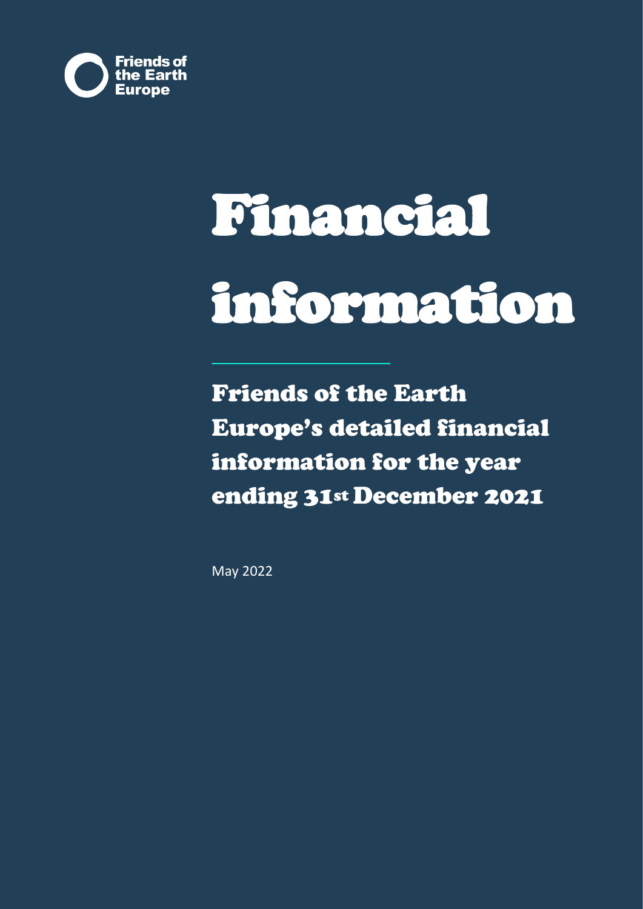Friends of the Earth Europe

# Financial information

## Friends of the Earth Europe's detailed financial information for the year ending 31st December 2021

May 2022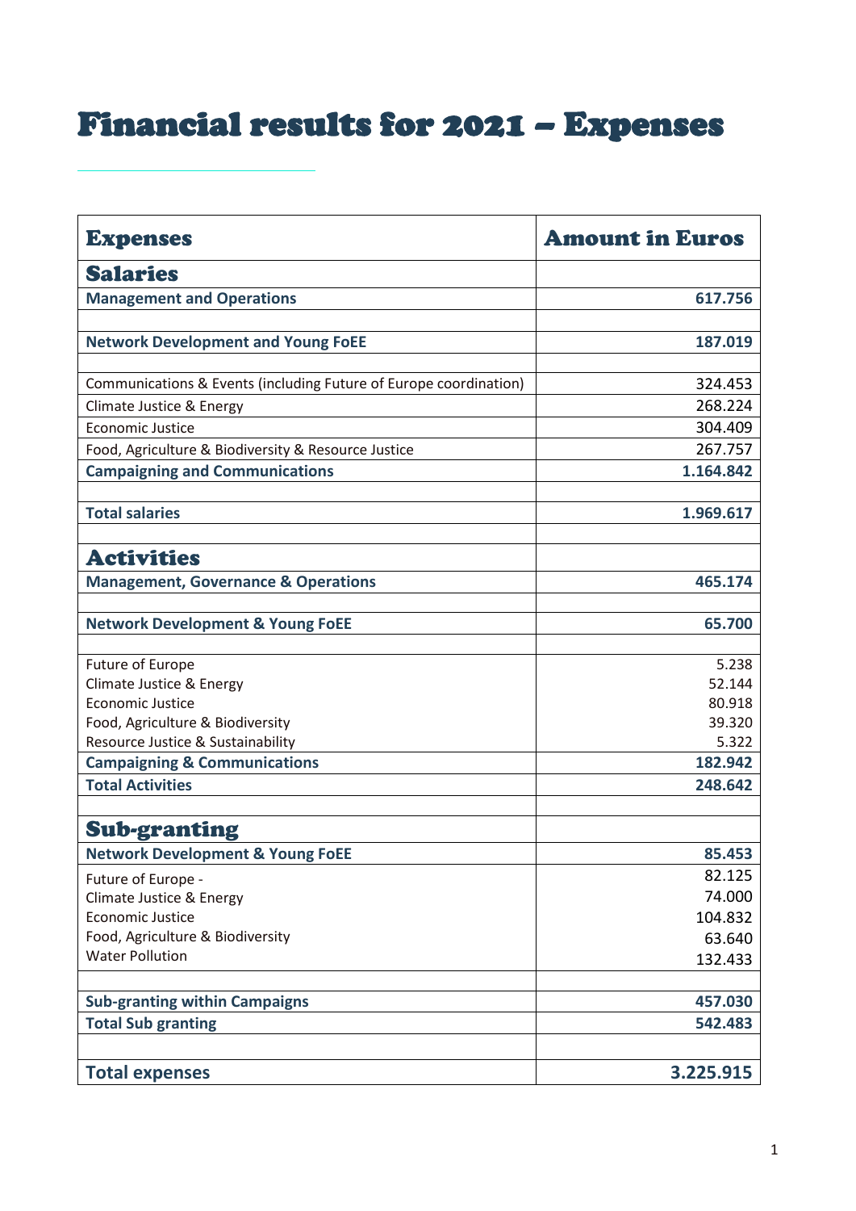# Financial results for 2021 – Expenses

| Expenses | Amount in Euros |
|---|---|
| **Salaries** | |
| **Management and Operations** | **617.756** |
| | |
| **Network Development and Young FoEE** | **187.019** |
| | |
| Communications & Events (including Future of Europe coordination) | 324.453 |
| Climate Justice & Energy | 268.224 |
| Economic Justice | 304.409 |
| Food, Agriculture & Biodiversity & Resource Justice | 267.757 |
| **Campaigning and Communications** | **1.164.842** |
| | |
| **Total salaries** | **1.969.617** |
| | |
| **Activities** | |
| **Management, Governance & Operations** | **465.174** |
| | |
| **Network Development & Young FoEE** | **65.700** |
| | |
| Future of Europe | 5.238 |
| Climate Justice & Energy | 52.144 |
| Economic Justice | 80.918 |
| Food, Agriculture & Biodiversity | 39.320 |
| Resource Justice & Sustainability | 5.322 |
| **Campaigning & Communications** | **182.942** |
| **Total Activities** | **248.642** |
| | |
| **Sub-granting** | |
| **Network Development & Young FoEE** | **85.453** |
| Future of Europe - | 82.125 |
| Climate Justice & Energy | 74.000 |
| Economic Justice | 104.832 |
| Food, Agriculture & Biodiversity | 63.640 |
| Water Pollution | 132.433 |
| | |
| **Sub-granting within Campaigns** | **457.030** |
| **Total Sub granting** | **542.483** |
| | |
| **Total expenses** | **3.225.915** |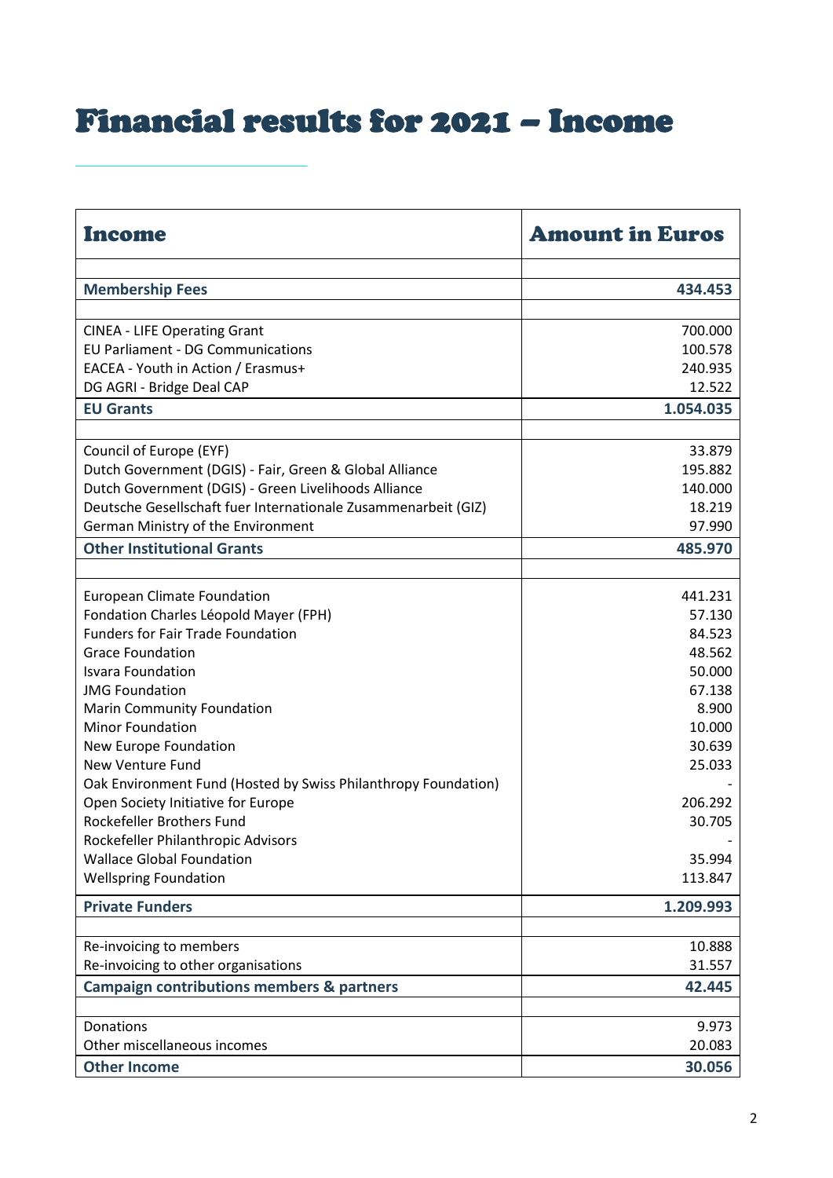# Financial results for 2021 – Income

| Income | Amount in Euros |
|---|---:|
| | |
| **Membership Fees** | **434.453** |
| | |
| CINEA - LIFE Operating Grant | 700.000 |
| EU Parliament - DG Communications | 100.578 |
| EACEA - Youth in Action / Erasmus+ | 240.935 |
| DG AGRI - Bridge Deal CAP | 12.522 |
| **EU Grants** | **1.054.035** |
| | |
| Council of Europe (EYF) | 33.879 |
| Dutch Government (DGIS) - Fair, Green & Global Alliance | 195.882 |
| Dutch Government (DGIS) - Green Livelihoods Alliance | 140.000 |
| Deutsche Gesellschaft fuer Internationale Zusammenarbeit (GIZ) | 18.219 |
| German Ministry of the Environment | 97.990 |
| **Other Institutional Grants** | **485.970** |
| | |
| European Climate Foundation | 441.231 |
| Fondation Charles Léopold Mayer (FPH) | 57.130 |
| Funders for Fair Trade Foundation | 84.523 |
| Grace Foundation | 48.562 |
| Isvara Foundation | 50.000 |
| JMG Foundation | 67.138 |
| Marin Community Foundation | 8.900 |
| Minor Foundation | 10.000 |
| New Europe Foundation | 30.639 |
| New Venture Fund | 25.033 |
| Oak Environment Fund (Hosted by Swiss Philanthropy Foundation) | - |
| Open Society Initiative for Europe | 206.292 |
| Rockefeller Brothers Fund | 30.705 |
| Rockefeller Philanthropic Advisors | - |
| Wallace Global Foundation | 35.994 |
| Wellspring Foundation | 113.847 |
| **Private Funders** | **1.209.993** |
| | |
| Re-invoicing to members | 10.888 |
| Re-invoicing to other organisations | 31.557 |
| **Campaign contributions members & partners** | **42.445** |
| | |
| Donations | 9.973 |
| Other miscellaneous incomes | 20.083 |
| **Other Income** | **30.056** |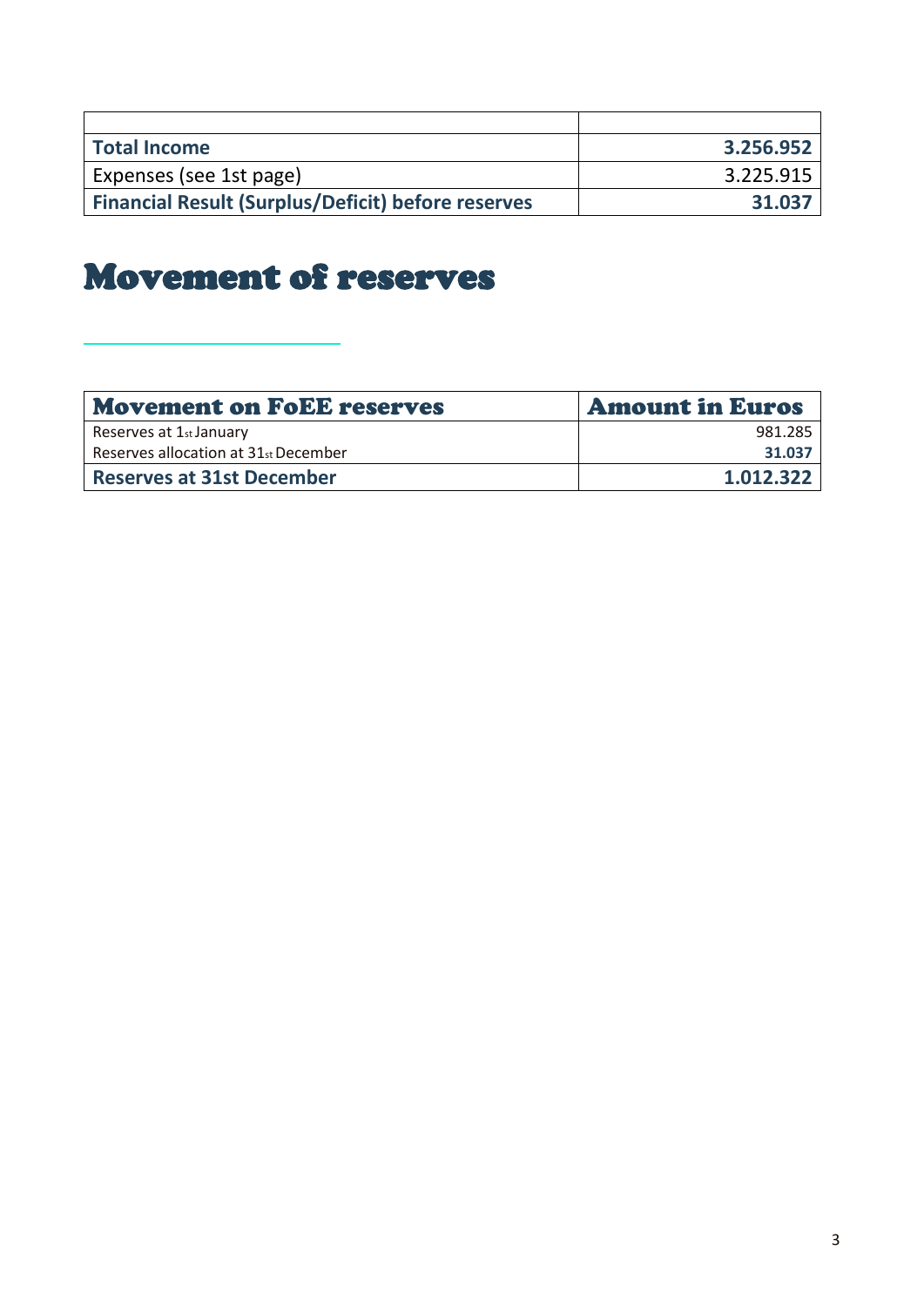| | |
|---|---|
| **Total Income** | **3.256.952** |
| Expenses (see 1st page) | 3.225.915 |
| **Financial Result (Surplus/Deficit) before reserves** | **31.037** |

# Movement of reserves

| Movement on FoEE reserves | Amount in Euros |
|---|---|
| Reserves at 1st January | 981.285 |
| Reserves allocation at 31st December | **31.037** |
| **Reserves at 31st December** | **1.012.322** |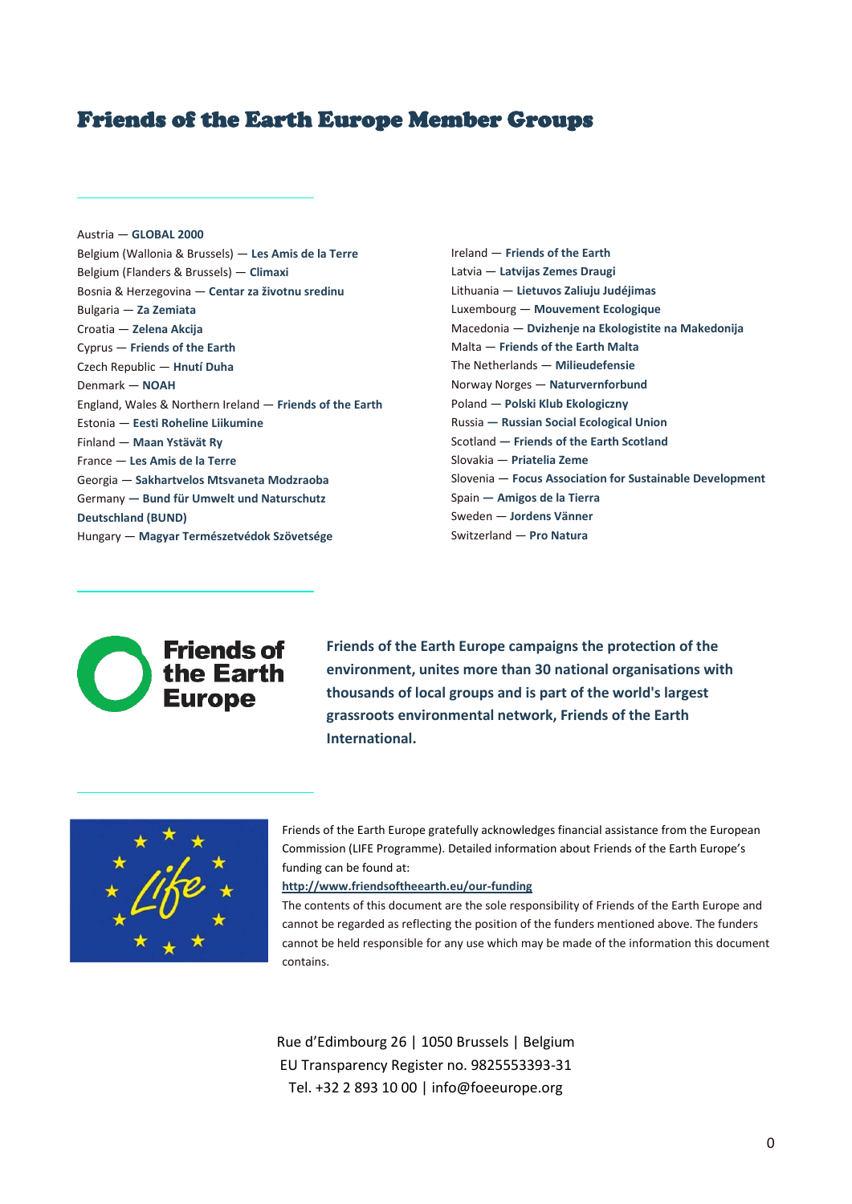# Friends of the Earth Europe Member Groups

Austria — **GLOBAL 2000**
Belgium (Wallonia & Brussels) — **Les Amis de la Terre**
Belgium (Flanders & Brussels) — **Climaxi**
Bosnia & Herzegovina — **Centar za životnu sredinu**
Bulgaria — **Za Zemiata**
Croatia — **Zelena Akcija**
Cyprus — **Friends of the Earth**
Czech Republic — **Hnutí Duha**
Denmark — **NOAH**
England, Wales & Northern Ireland — **Friends of the Earth**
Estonia — **Eesti Roheline Liikumine**
Finland — **Maan Ystävät Ry**
France — **Les Amis de la Terre**
Georgia — **Sakhartvelos Mtsvaneta Modzraoba**
Germany — **Bund für Umwelt und Naturschutz Deutschland (BUND)**
Hungary — **Magyar Természetvédok Szövetsége**
Ireland — **Friends of the Earth**
Latvia — **Latvijas Zemes Draugi**
Lithuania — **Lietuvos Zaliuju Judéjimas**
Luxembourg — **Mouvement Ecologique**
Macedonia — **Dvizhenje na Ekologistite na Makedonija**
Malta — **Friends of the Earth Malta**
The Netherlands — **Milieudefensie**
Norway Norges — **Naturvernforbund**
Poland — **Polski Klub Ekologiczny**
Russia — **Russian Social Ecological Union**
Scotland — **Friends of the Earth Scotland**
Slovakia — **Priatelia Zeme**
Slovenia — **Focus Association for Sustainable Development**
Spain — **Amigos de la Tierra**
Sweden — **Jordens Vänner**
Switzerland — **Pro Natura**

**Friends of the Earth Europe**

**Friends of the Earth Europe campaigns the protection of the environment, unites more than 30 national organisations with thousands of local groups and is part of the world's largest grassroots environmental network, Friends of the Earth International.**

Friends of the Earth Europe gratefully acknowledges financial assistance from the European Commission (LIFE Programme). Detailed information about Friends of the Earth Europe's funding can be found at:
**http://www.friendsoftheearth.eu/our-funding**
The contents of this document are the sole responsibility of Friends of the Earth Europe and cannot be regarded as reflecting the position of the funders mentioned above. The funders cannot be held responsible for any use which may be made of the information this document contains.

Rue d'Edimbourg 26 | 1050 Brussels | Belgium
EU Transparency Register no. 9825553393-31
Tel. +32 2 893 10 00 | info@foeeurope.org